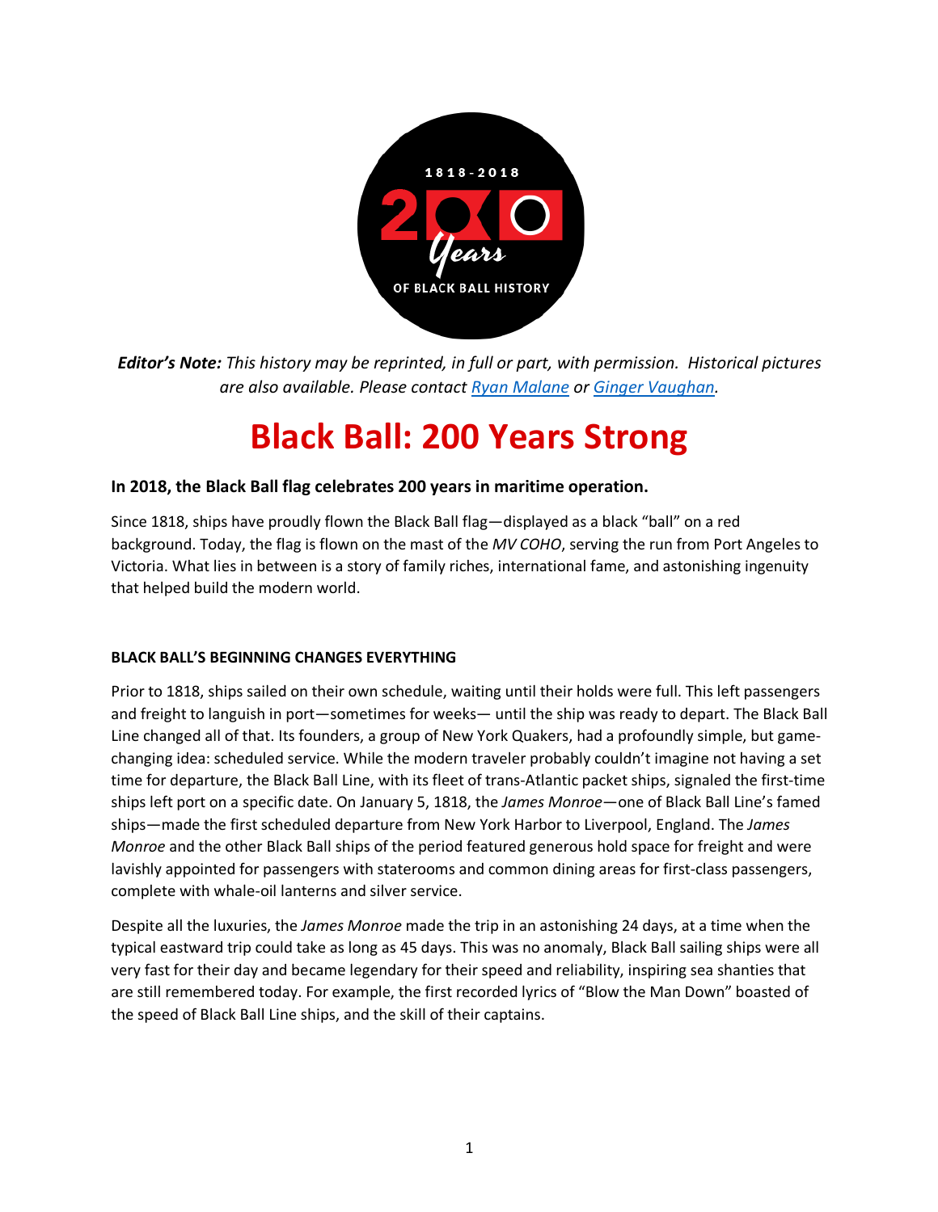***Editor's Note:*** *This history may be reprinted, in full or part, with permission. Historical pictures are also available. Please contact [Ryan Malane]() or [Ginger Vaughan]().*

# Black Ball: 200 Years Strong

### In 2018, the Black Ball flag celebrates 200 years in maritime operation.

Since 1818, ships have proudly flown the Black Ball flag—displayed as a black "ball" on a red background. Today, the flag is flown on the mast of the *MV COHO*, serving the run from Port Angeles to Victoria. What lies in between is a story of family riches, international fame, and astonishing ingenuity that helped build the modern world.

#### BLACK BALL'S BEGINNING CHANGES EVERYTHING

Prior to 1818, ships sailed on their own schedule, waiting until their holds were full. This left passengers and freight to languish in port—sometimes for weeks— until the ship was ready to depart. The Black Ball Line changed all of that. Its founders, a group of New York Quakers, had a profoundly simple, but game-changing idea: scheduled service. While the modern traveler probably couldn't imagine not having a set time for departure, the Black Ball Line, with its fleet of trans-Atlantic packet ships, signaled the first-time ships left port on a specific date. On January 5, 1818, the *James Monroe*—one of Black Ball Line's famed ships—made the first scheduled departure from New York Harbor to Liverpool, England. The *James Monroe* and the other Black Ball ships of the period featured generous hold space for freight and were lavishly appointed for passengers with staterooms and common dining areas for first-class passengers, complete with whale-oil lanterns and silver service.

Despite all the luxuries, the *James Monroe* made the trip in an astonishing 24 days, at a time when the typical eastward trip could take as long as 45 days. This was no anomaly, Black Ball sailing ships were all very fast for their day and became legendary for their speed and reliability, inspiring sea shanties that are still remembered today. For example, the first recorded lyrics of "Blow the Man Down" boasted of the speed of Black Ball Line ships, and the skill of their captains.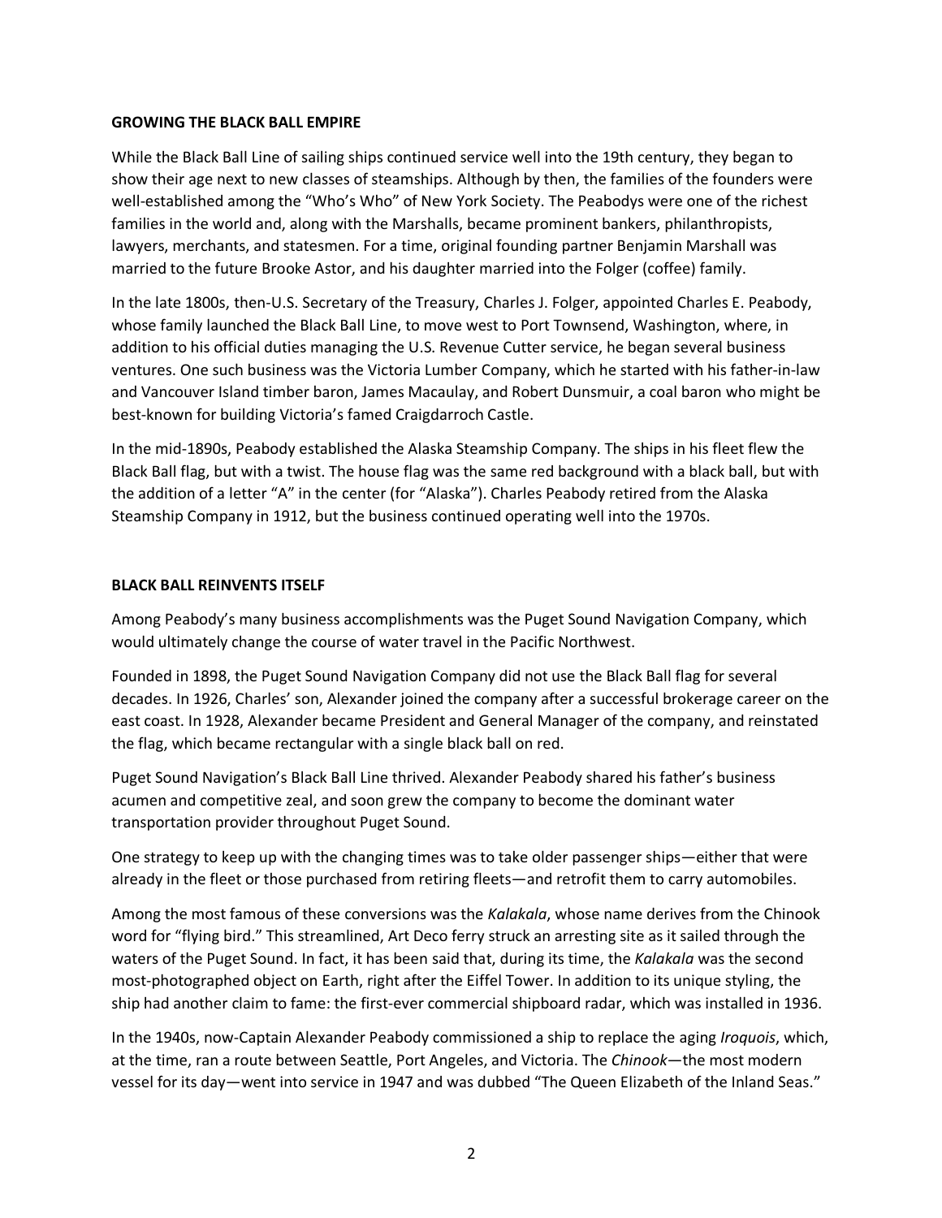## GROWING THE BLACK BALL EMPIRE

While the Black Ball Line of sailing ships continued service well into the 19th century, they began to show their age next to new classes of steamships. Although by then, the families of the founders were well-established among the "Who's Who" of New York Society. The Peabodys were one of the richest families in the world and, along with the Marshalls, became prominent bankers, philanthropists, lawyers, merchants, and statesmen. For a time, original founding partner Benjamin Marshall was married to the future Brooke Astor, and his daughter married into the Folger (coffee) family.

In the late 1800s, then-U.S. Secretary of the Treasury, Charles J. Folger, appointed Charles E. Peabody, whose family launched the Black Ball Line, to move west to Port Townsend, Washington, where, in addition to his official duties managing the U.S. Revenue Cutter service, he began several business ventures. One such business was the Victoria Lumber Company, which he started with his father-in-law and Vancouver Island timber baron, James Macaulay, and Robert Dunsmuir, a coal baron who might be best-known for building Victoria's famed Craigdarroch Castle.

In the mid-1890s, Peabody established the Alaska Steamship Company. The ships in his fleet flew the Black Ball flag, but with a twist. The house flag was the same red background with a black ball, but with the addition of a letter "A" in the center (for "Alaska"). Charles Peabody retired from the Alaska Steamship Company in 1912, but the business continued operating well into the 1970s.

## BLACK BALL REINVENTS ITSELF

Among Peabody's many business accomplishments was the Puget Sound Navigation Company, which would ultimately change the course of water travel in the Pacific Northwest.

Founded in 1898, the Puget Sound Navigation Company did not use the Black Ball flag for several decades. In 1926, Charles' son, Alexander joined the company after a successful brokerage career on the east coast. In 1928, Alexander became President and General Manager of the company, and reinstated the flag, which became rectangular with a single black ball on red.

Puget Sound Navigation's Black Ball Line thrived. Alexander Peabody shared his father's business acumen and competitive zeal, and soon grew the company to become the dominant water transportation provider throughout Puget Sound.

One strategy to keep up with the changing times was to take older passenger ships—either that were already in the fleet or those purchased from retiring fleets—and retrofit them to carry automobiles.

Among the most famous of these conversions was the *Kalakala*, whose name derives from the Chinook word for "flying bird." This streamlined, Art Deco ferry struck an arresting site as it sailed through the waters of the Puget Sound. In fact, it has been said that, during its time, the *Kalakala* was the second most-photographed object on Earth, right after the Eiffel Tower. In addition to its unique styling, the ship had another claim to fame: the first-ever commercial shipboard radar, which was installed in 1936.

In the 1940s, now-Captain Alexander Peabody commissioned a ship to replace the aging *Iroquois*, which, at the time, ran a route between Seattle, Port Angeles, and Victoria. The *Chinook*—the most modern vessel for its day—went into service in 1947 and was dubbed "The Queen Elizabeth of the Inland Seas."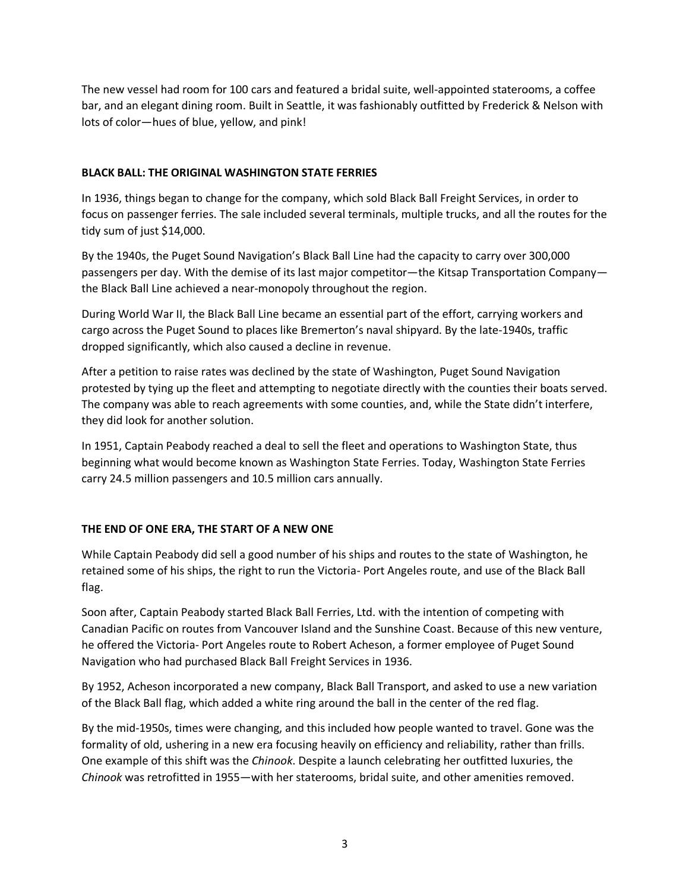The new vessel had room for 100 cars and featured a bridal suite, well-appointed staterooms, a coffee bar, and an elegant dining room. Built in Seattle, it was fashionably outfitted by Frederick & Nelson with lots of color—hues of blue, yellow, and pink!

## BLACK BALL: THE ORIGINAL WASHINGTON STATE FERRIES

In 1936, things began to change for the company, which sold Black Ball Freight Services, in order to focus on passenger ferries. The sale included several terminals, multiple trucks, and all the routes for the tidy sum of just $14,000.

By the 1940s, the Puget Sound Navigation's Black Ball Line had the capacity to carry over 300,000 passengers per day. With the demise of its last major competitor—the Kitsap Transportation Company—the Black Ball Line achieved a near-monopoly throughout the region.

During World War II, the Black Ball Line became an essential part of the effort, carrying workers and cargo across the Puget Sound to places like Bremerton's naval shipyard. By the late-1940s, traffic dropped significantly, which also caused a decline in revenue.

After a petition to raise rates was declined by the state of Washington, Puget Sound Navigation protested by tying up the fleet and attempting to negotiate directly with the counties their boats served. The company was able to reach agreements with some counties, and, while the State didn't interfere, they did look for another solution.

In 1951, Captain Peabody reached a deal to sell the fleet and operations to Washington State, thus beginning what would become known as Washington State Ferries. Today, Washington State Ferries carry 24.5 million passengers and 10.5 million cars annually.

## THE END OF ONE ERA, THE START OF A NEW ONE

While Captain Peabody did sell a good number of his ships and routes to the state of Washington, he retained some of his ships, the right to run the Victoria- Port Angeles route, and use of the Black Ball flag.

Soon after, Captain Peabody started Black Ball Ferries, Ltd. with the intention of competing with Canadian Pacific on routes from Vancouver Island and the Sunshine Coast. Because of this new venture, he offered the Victoria- Port Angeles route to Robert Acheson, a former employee of Puget Sound Navigation who had purchased Black Ball Freight Services in 1936.

By 1952, Acheson incorporated a new company, Black Ball Transport, and asked to use a new variation of the Black Ball flag, which added a white ring around the ball in the center of the red flag.

By the mid-1950s, times were changing, and this included how people wanted to travel. Gone was the formality of old, ushering in a new era focusing heavily on efficiency and reliability, rather than frills. One example of this shift was the *Chinook*. Despite a launch celebrating her outfitted luxuries, the *Chinook* was retrofitted in 1955—with her staterooms, bridal suite, and other amenities removed.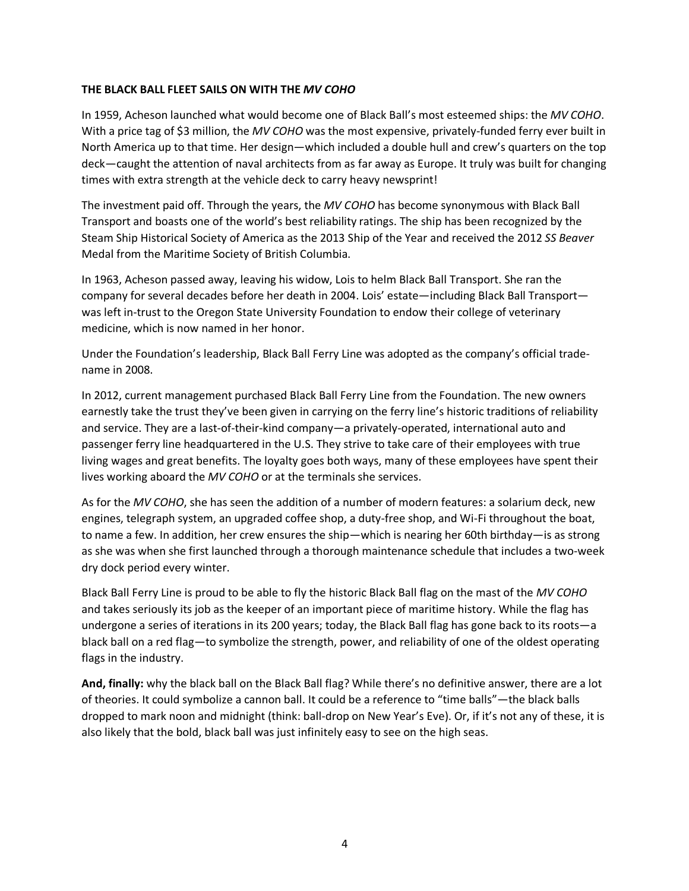**THE BLACK BALL FLEET SAILS ON WITH THE *MV COHO***

In 1959, Acheson launched what would become one of Black Ball's most esteemed ships: the *MV COHO*. With a price tag of $3 million, the *MV COHO* was the most expensive, privately-funded ferry ever built in North America up to that time. Her design—which included a double hull and crew's quarters on the top deck—caught the attention of naval architects from as far away as Europe. It truly was built for changing times with extra strength at the vehicle deck to carry heavy newsprint!

The investment paid off. Through the years, the *MV COHO* has become synonymous with Black Ball Transport and boasts one of the world's best reliability ratings. The ship has been recognized by the Steam Ship Historical Society of America as the 2013 Ship of the Year and received the 2012 *SS Beaver* Medal from the Maritime Society of British Columbia.

In 1963, Acheson passed away, leaving his widow, Lois to helm Black Ball Transport. She ran the company for several decades before her death in 2004. Lois' estate—including Black Ball Transport—was left in-trust to the Oregon State University Foundation to endow their college of veterinary medicine, which is now named in her honor.

Under the Foundation's leadership, Black Ball Ferry Line was adopted as the company's official trade-name in 2008.

In 2012, current management purchased Black Ball Ferry Line from the Foundation. The new owners earnestly take the trust they've been given in carrying on the ferry line's historic traditions of reliability and service. They are a last-of-their-kind company—a privately-operated, international auto and passenger ferry line headquartered in the U.S. They strive to take care of their employees with true living wages and great benefits. The loyalty goes both ways, many of these employees have spent their lives working aboard the *MV COHO* or at the terminals she services.

As for the *MV COHO*, she has seen the addition of a number of modern features: a solarium deck, new engines, telegraph system, an upgraded coffee shop, a duty-free shop, and Wi-Fi throughout the boat, to name a few. In addition, her crew ensures the ship—which is nearing her 60th birthday—is as strong as she was when she first launched through a thorough maintenance schedule that includes a two-week dry dock period every winter.

Black Ball Ferry Line is proud to be able to fly the historic Black Ball flag on the mast of the *MV COHO* and takes seriously its job as the keeper of an important piece of maritime history. While the flag has undergone a series of iterations in its 200 years; today, the Black Ball flag has gone back to its roots—a black ball on a red flag—to symbolize the strength, power, and reliability of one of the oldest operating flags in the industry.

**And, finally:** why the black ball on the Black Ball flag? While there's no definitive answer, there are a lot of theories. It could symbolize a cannon ball. It could be a reference to "time balls"—the black balls dropped to mark noon and midnight (think: ball-drop on New Year's Eve). Or, if it's not any of these, it is also likely that the bold, black ball was just infinitely easy to see on the high seas.